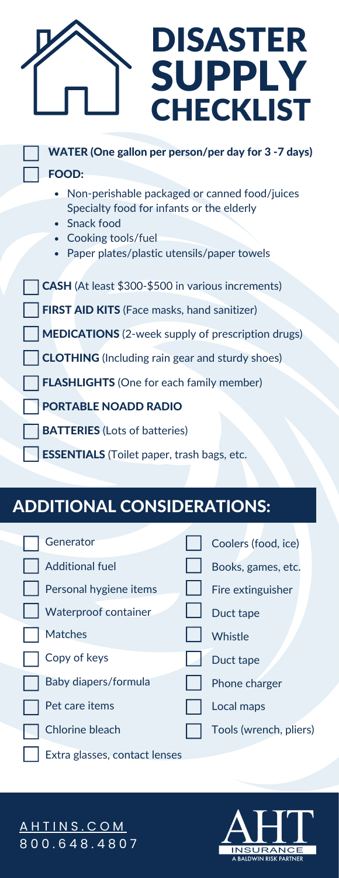# DISASTER SUPPLY CHECKLIST

- [ ] **WATER (One gallon per person/per day for 3 -7 days)**
- [ ] **FOOD:**
  - Non-perishable packaged or canned food/juices Specialty food for infants or the elderly
  - Snack food
  - Cooking tools/fuel
  - Paper plates/plastic utensils/paper towels
- [ ] **CASH** (At least $300-$500 in various increments)
- [ ] **FIRST AID KITS** (Face masks, hand sanitizer)
- [ ] **MEDICATIONS** (2-week supply of prescription drugs)
- [ ] **CLOTHING** (Including rain gear and sturdy shoes)
- [ ] **FLASHLIGHTS** (One for each family member)
- [ ] **PORTABLE NOADD RADIO**
- [ ] **BATTERIES** (Lots of batteries)
- [ ] **ESSENTIALS** (Toilet paper, trash bags, etc.

## ADDITIONAL CONSIDERATIONS:

- [ ] Generator
- [ ] Additional fuel
- [ ] Personal hygiene items
- [ ] Waterproof container
- [ ] Matches
- [ ] Copy of keys
- [ ] Baby diapers/formula
- [ ] Pet care items
- [ ] Chlorine bleach
- [ ] Extra glasses, contact lenses
- [ ] Coolers (food, ice)
- [ ] Books, games, etc.
- [ ] Fire extinguisher
- [ ] Duct tape
- [ ] Whistle
- [ ] Duct tape
- [ ] Phone charger
- [ ] Local maps
- [ ] Tools (wrench, pliers)

AHTINS.COM
800.648.4807

AHT INSURANCE
A BALDWIN RISK PARTNER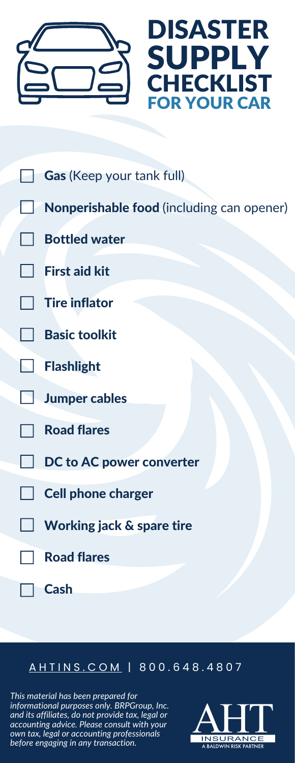# DISASTER SUPPLY CHECKLIST

## FOR YOUR CAR

- [ ] **Gas** (Keep your tank full)
- [ ] **Nonperishable food** (including can opener)
- [ ] **Bottled water**
- [ ] **First aid kit**
- [ ] **Tire inflator**
- [ ] **Basic toolkit**
- [ ] **Flashlight**
- [ ] **Jumper cables**
- [ ] **Road flares**
- [ ] **DC to AC power converter**
- [ ] **Cell phone charger**
- [ ] **Working jack & spare tire**
- [ ] **Road flares**
- [ ] **Cash**

AHTINS.COM | 800.648.4807

*This material has been prepared for informational purposes only. BRPGroup, Inc. and its affiliates, do not provide tax, legal or accounting advice. Please consult with your own tax, legal or accounting professionals before engaging in any transaction.*

AHT INSURANCE
A BALDWIN RISK PARTNER